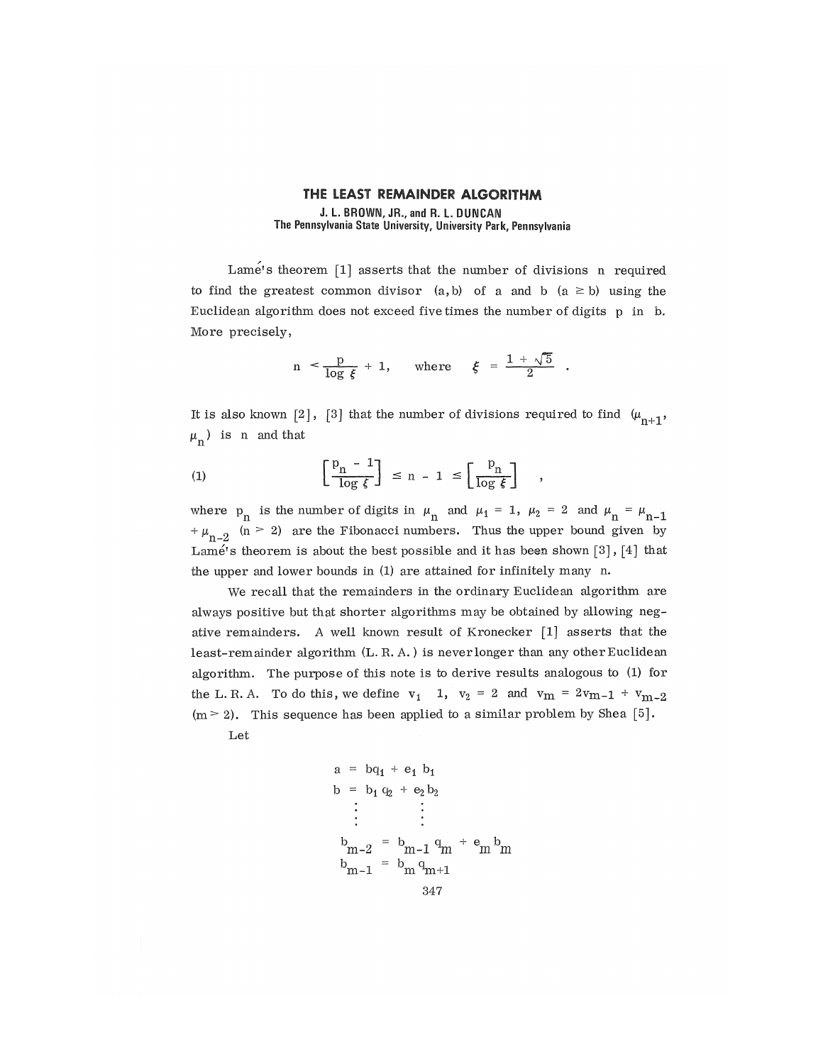# THE LEAST REMAINDER ALGORITHM

**J. L. BROWN, JR., and R. L. DUNCAN**
**The Pennsylvania State University, University Park, Pennsylvania**

Lamé's theorem [1] asserts that the number of divisions n required to find the greatest common divisor $(a, b)$ of a and b $(a \geq b)$ using the Euclidean algorithm does not exceed five times the number of digits p in b. More precisely,

$$n < \frac{p}{\log \xi} + 1, \quad \text{where} \quad \xi = \frac{1 + \sqrt{5}}{2} .$$

It is also known [2], [3] that the number of divisions required to find $(\mu_{n+1}, \mu_n)$ is n and that

$$\left[\frac{p_n - 1}{\log \xi}\right] \leq n - 1 \leq \left[\frac{p_n}{\log \xi}\right] \qquad (1)$$

where $p_n$ is the number of digits in $\mu_n$ and $\mu_1 = 1$, $\mu_2 = 2$ and $\mu_n = \mu_{n-1} + \mu_{n-2}$ $(n > 2)$ are the Fibonacci numbers. Thus the upper bound given by Lamé's theorem is about the best possible and it has been shown [3], [4] that the upper and lower bounds in (1) are attained for infinitely many n.

We recall that the remainders in the ordinary Euclidean algorithm are always positive but that shorter algorithms may be obtained by allowing negative remainders. A well known result of Kronecker [1] asserts that the least-remainder algorithm (L. R. A.) is never longer than any other Euclidean algorithm. The purpose of this note is to derive results analogous to (1) for the L. R. A. To do this, we define $v_1$ 1, $v_2 = 2$ and $v_m = 2v_{m-1} + v_{m-2}$ $(m > 2)$. This sequence has been applied to a similar problem by Shea [5].

Let

$$\begin{aligned}
a &= bq_1 + e_1 b_1 \\
b &= b_1 q_2 + e_2 b_2 \\
&\vdots \\
b_{m-2} &= b_{m-1} q_m + e_m b_m \\
b_{m-1} &= b_m q_{m+1}
\end{aligned}$$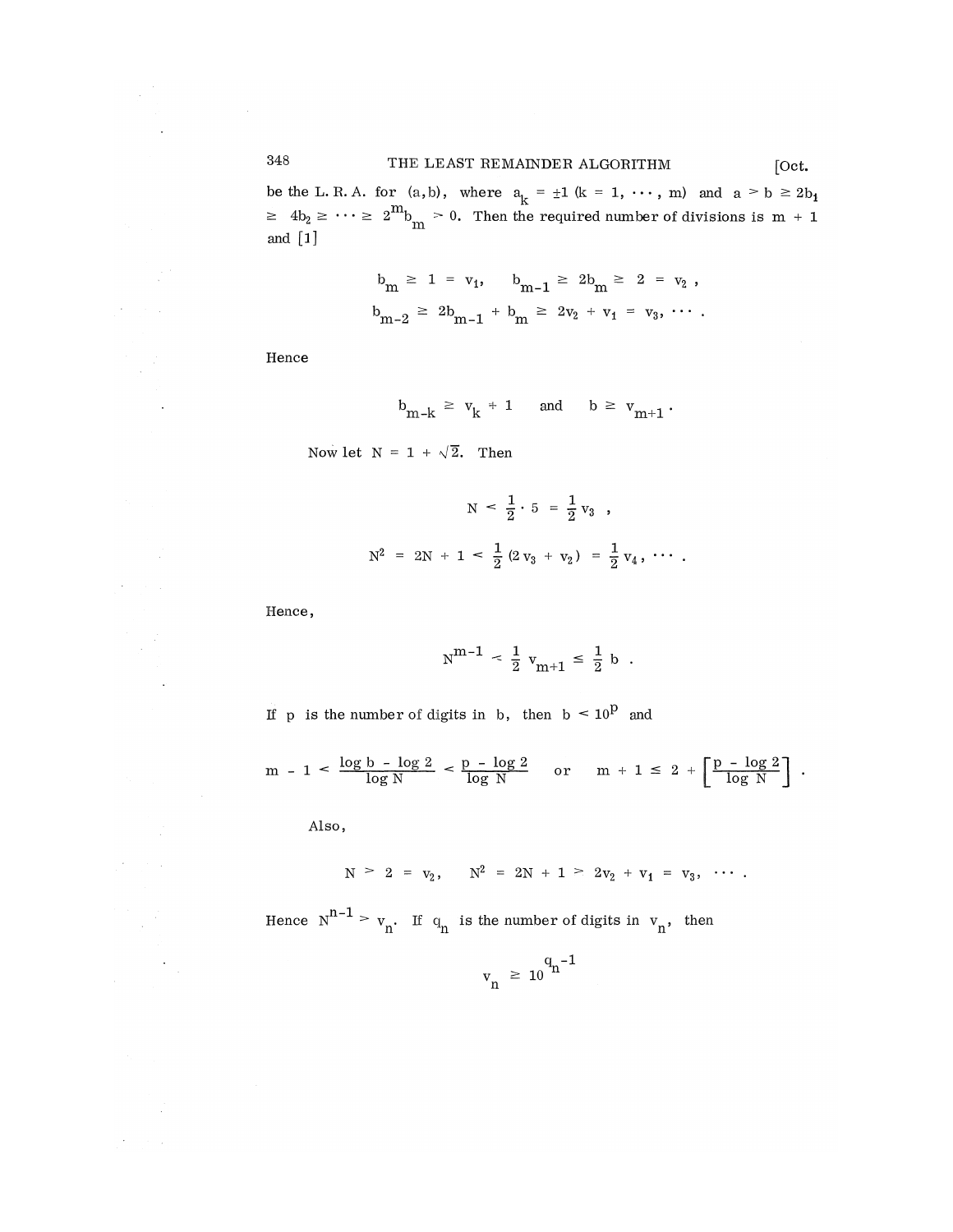be the L. R. A. for $(a,b)$, where $a_k = \pm 1$ $(k = 1, \cdots, m)$ and $a > b \geq 2b_1 \geq 4b_2 \geq \cdots \geq 2^m b_m > 0$. Then the required number of divisions is $m + 1$ and [1]

$$b_m \geq 1 = v_1, \quad b_{m-1} \geq 2b_m \geq 2 = v_2 ,$$

$$b_{m-2} \geq 2b_{m-1} + b_m \geq 2v_2 + v_1 = v_3, \cdots .$$

Hence

$$b_{m-k} \geq v_k + 1 \quad \text{and} \quad b \geq v_{m+1} .$$

Now let $N = 1 + \sqrt{2}$. Then

$$N < \frac{1}{2} \cdot 5 = \frac{1}{2} v_3 ,$$

$$N^2 = 2N + 1 < \frac{1}{2}(2v_3 + v_2) = \frac{1}{2} v_4 , \cdots .$$

Hence,

$$N^{m-1} < \frac{1}{2} v_{m+1} \leq \frac{1}{2} b .$$

If $p$ is the number of digits in $b$, then $b < 10^p$ and

$$m - 1 < \frac{\log b - \log 2}{\log N} < \frac{p - \log 2}{\log N} \quad \text{or} \quad m + 1 \leq 2 + \left[\frac{p - \log 2}{\log N}\right] .$$

Also,

$$N > 2 = v_2, \quad N^2 = 2N + 1 > 2v_2 + v_1 = v_3, \quad \cdots .$$

Hence $N^{n-1} > v_n$. If $q_n$ is the number of digits in $v_n$, then

$$v_n \geq 10^{q_n - 1}$$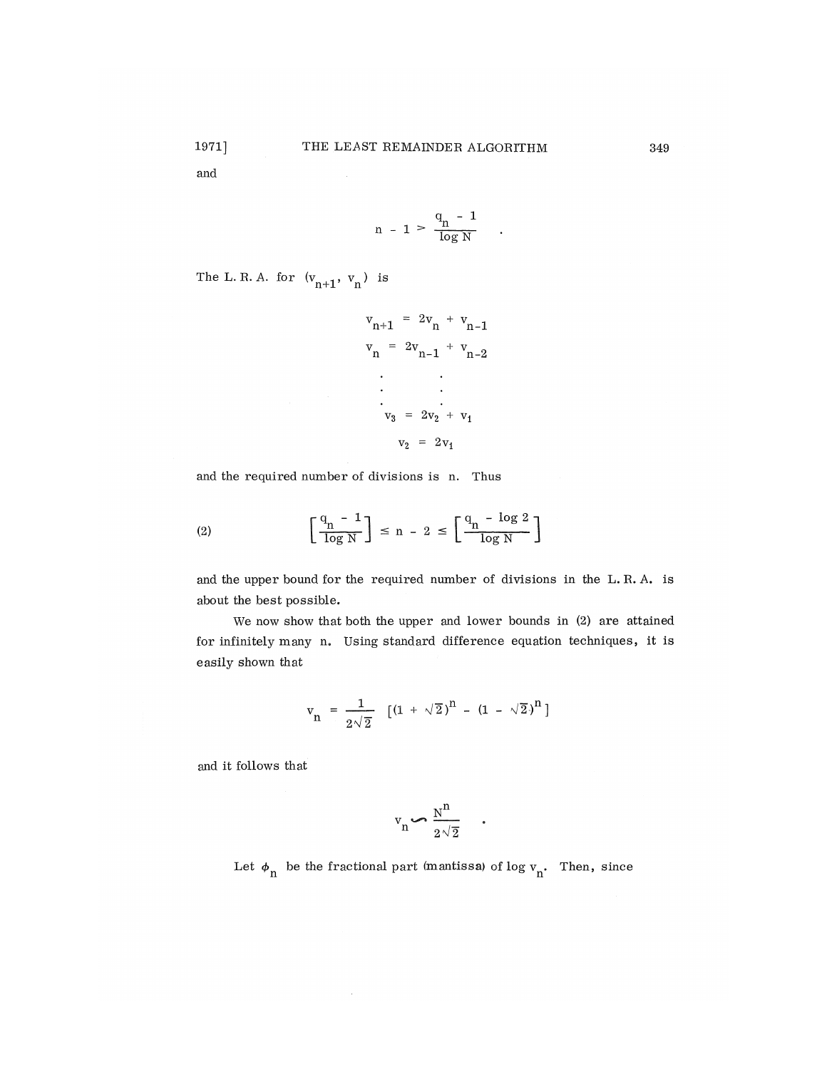and

$$n - 1 > \frac{q_n - 1}{\log N} .$$

The L. R. A. for $(v_{n+1}, v_n)$ is

$$\begin{aligned}
v_{n+1} &= 2v_n + v_{n-1} \\
v_n &= 2v_{n-1} + v_{n-2} \\
&\;\;\vdots \\
v_3 &= 2v_2 + v_1 \\
v_2 &= 2v_1
\end{aligned}$$

and the required number of divisions is $n$. Thus

$$\left[\frac{q_n - 1}{\log N}\right] \le n - 2 \le \left[\frac{q_n - \log 2}{\log N}\right] \tag{2}$$

and the upper bound for the required number of divisions in the L. R. A. is about the best possible.

We now show that both the upper and lower bounds in (2) are attained for infinitely many $n$. Using standard difference equation techniques, it is easily shown that

$$v_n = \frac{1}{2\sqrt{2}}\left[(1 + \sqrt{2})^n - (1 - \sqrt{2})^n\right]$$

and it follows that

$$v_n \sim \frac{N^n}{2\sqrt{2}} .$$

Let $\phi_n$ be the fractional part (mantissa) of $\log v_n$. Then, since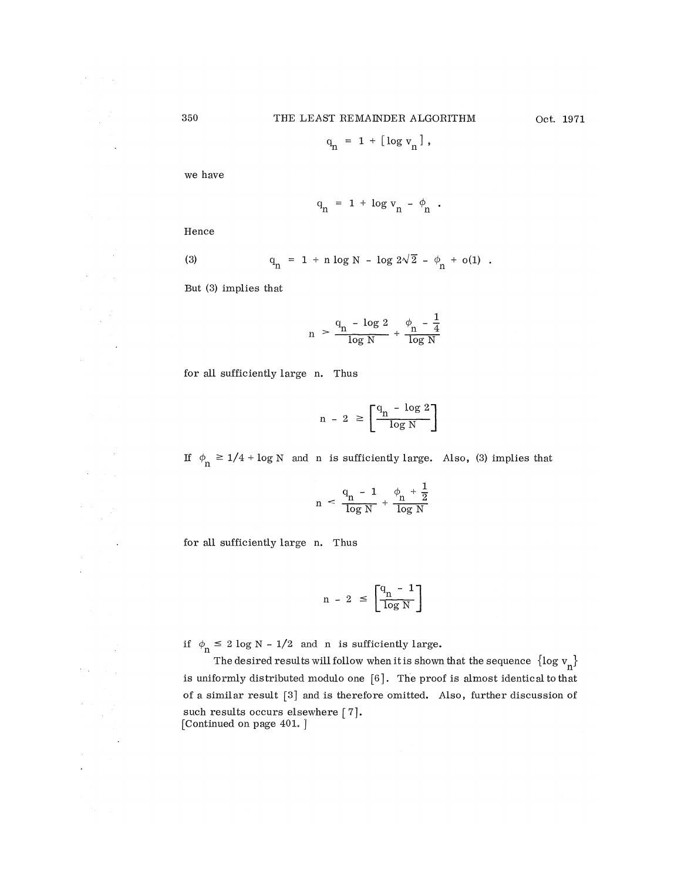$$q_n = 1 + [\log v_n] ,$$

we have

$$q_n = 1 + \log v_n - \phi_n .$$

Hence

$$q_n = 1 + n \log N - \log 2\sqrt{2} - \phi_n + o(1) . \tag{3}$$

But (3) implies that

$$n > \frac{q_n - \log 2}{\log N} + \frac{\phi_n - \frac{1}{4}}{\log N}$$

for all sufficiently large n. Thus

$$n - 2 \ge \left[\frac{q_n - \log 2}{\log N}\right]$$

If $\phi_n \ge 1/4 + \log N$ and n is sufficiently large. Also, (3) implies that

$$n < \frac{q_n - 1}{\log N} + \frac{\phi_n + \frac{1}{2}}{\log N}$$

for all sufficiently large n. Thus

$$n - 2 \le \left[\frac{q_n - 1}{\log N}\right]$$

if $\phi_n \le 2 \log N - 1/2$ and n is sufficiently large.

The desired results will follow when it is shown that the sequence $\{\log v_n\}$ is uniformly distributed modulo one [6]. The proof is almost identical to that of a similar result [3] and is therefore omitted. Also, further discussion of such results occurs elsewhere [7].

[Continued on page 401.]